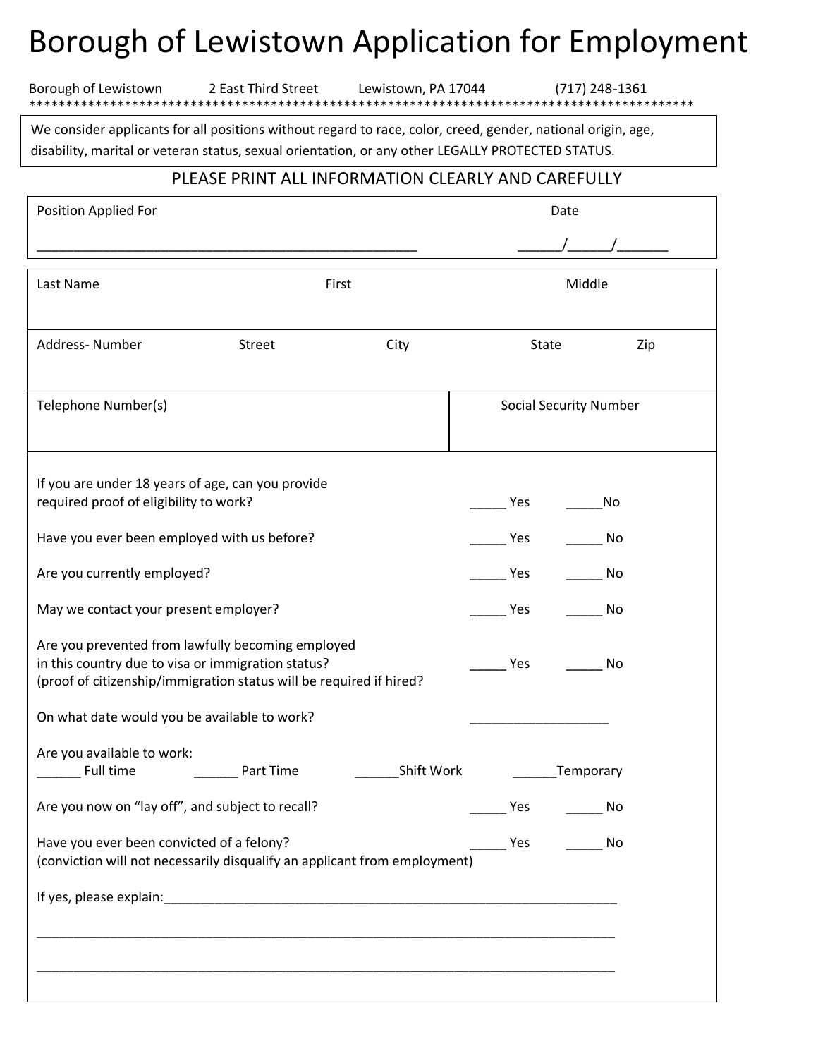# Borough of Lewistown Application for Employment

Borough of Lewistown     2 East Third Street     Lewistown, PA 17044     (717) 248-1361

*********************************************************************************************

We consider applicants for all positions without regard to race, color, creed, gender, national origin, age, disability, marital or veteran status, sexual orientation, or any other LEGALLY PROTECTED STATUS.

PLEASE PRINT ALL INFORMATION CLEARLY AND CAREFULLY

| Position Applied For | Date |
|---|---|
| ___________________________________________________ | ______/______/_______ |

| Last Name | First | Middle | |
|---|---|---|---|
| | | | |
| **Address- Number** | **Street** | **City** | **State** / **Zip** |
| | | | |
| **Telephone Number(s)** | | **Social Security Number** | |
| | | | |

If you are under 18 years of age, can you provide required proof of eligibility to work? _____ Yes _____No

Have you ever been employed with us before? _____ Yes _____ No

Are you currently employed? _____ Yes _____ No

May we contact your present employer? _____ Yes _____ No

Are you prevented from lawfully becoming employed in this country due to visa or immigration status? (proof of citizenship/immigration status will be required if hired? _____ Yes _____ No

On what date would you be available to work? ___________________

Are you available to work:
______ Full time ______ Part Time ______Shift Work ______Temporary

Are you now on "lay off", and subject to recall? _____ Yes _____ No

Have you ever been convicted of a felony? _____ Yes _____ No
(conviction will not necessarily disqualify an applicant from employment)

If yes, please explain:_________________________________________________________________

_______________________________________________________________________________

_______________________________________________________________________________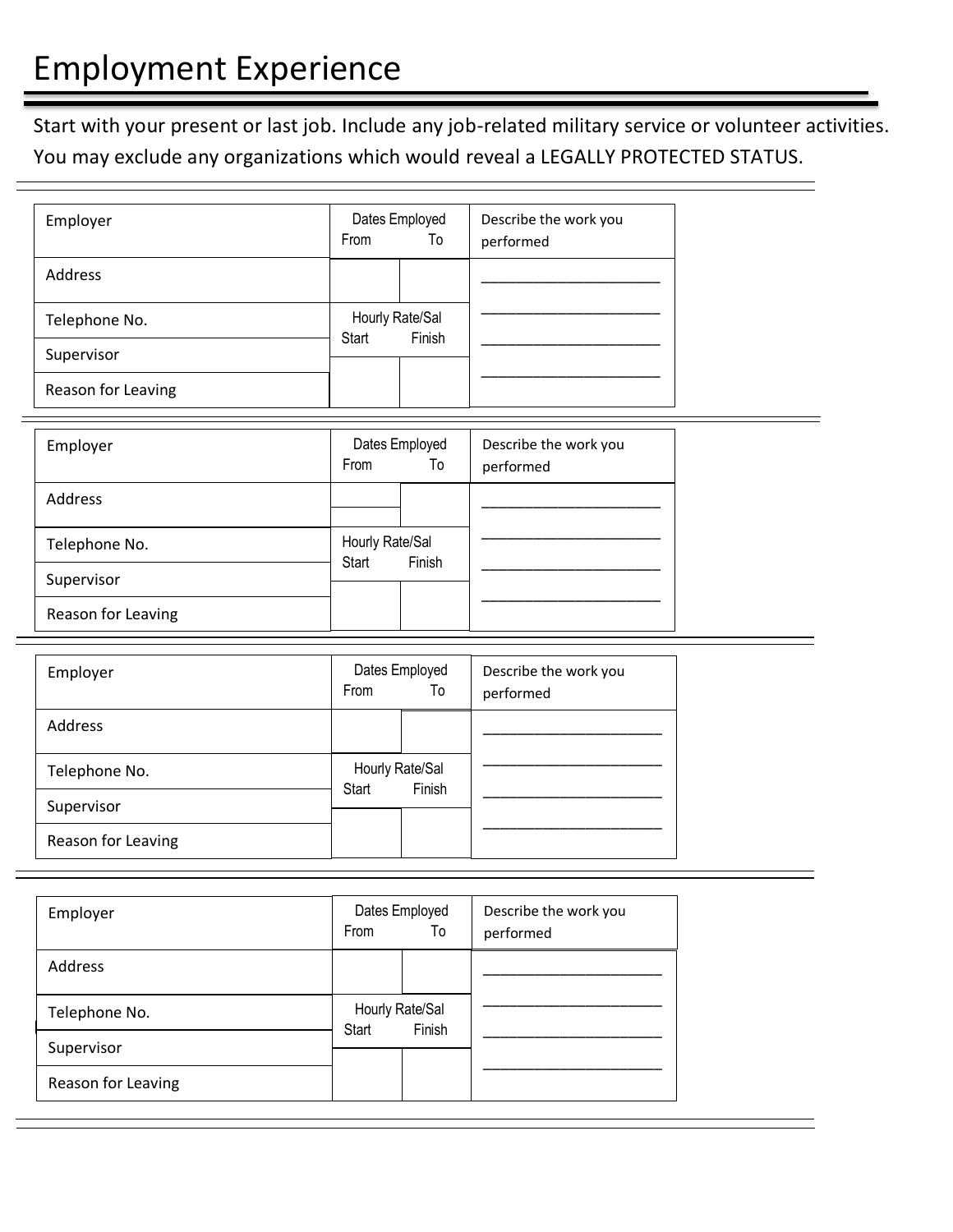# Employment Experience

Start with your present or last job. Include any job-related military service or volunteer activities. You may exclude any organizations which would reveal a LEGALLY PROTECTED STATUS.

| Employer | Dates Employed From | To | Describe the work you performed |
|---|---|---|---|
| Address | | | ______________________ |
| Telephone No. | Hourly Rate/Sal Start | Finish | ______________________ |
| Supervisor | | | ______________________ |
| Reason for Leaving | | | ______________________ |

| Employer | Dates Employed From | To | Describe the work you performed |
|---|---|---|---|
| Address | | | ______________________ |
| Telephone No. | Hourly Rate/Sal Start | Finish | ______________________ |
| Supervisor | | | ______________________ |
| Reason for Leaving | | | ______________________ |

| Employer | Dates Employed From | To | Describe the work you performed |
|---|---|---|---|
| Address | | | ______________________ |
| Telephone No. | Hourly Rate/Sal Start | Finish | ______________________ |
| Supervisor | | | ______________________ |
| Reason for Leaving | | | ______________________ |

| Employer | Dates Employed From | To | Describe the work you performed |
|---|---|---|---|
| Address | | | ______________________ |
| Telephone No. | Hourly Rate/Sal Start | Finish | ______________________ |
| Supervisor | | | ______________________ |
| Reason for Leaving | | | ______________________ |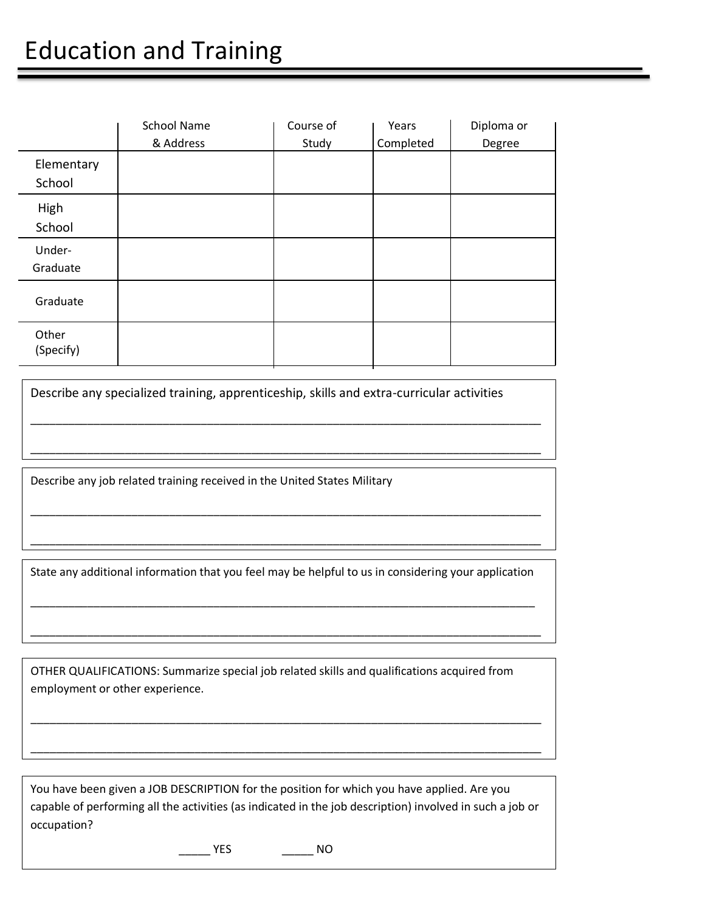# Education and Training

| | School Name & Address | Course of Study | Years Completed | Diploma or Degree |
|---|---|---|---|---|
| Elementary School | | | | |
| High School | | | | |
| Under-Graduate | | | | |
| Graduate | | | | |
| Other (Specify) | | | | |

Describe any specialized training, apprenticeship, skills and extra-curricular activities

______________________________________________________________________________

______________________________________________________________________________

Describe any job related training received in the United States Military

______________________________________________________________________________

______________________________________________________________________________

State any additional information that you feel may be helpful to us in considering your application

______________________________________________________________________________

______________________________________________________________________________

OTHER QUALIFICATIONS: Summarize special job related skills and qualifications acquired from employment or other experience.

______________________________________________________________________________

______________________________________________________________________________

You have been given a JOB DESCRIPTION for the position for which you have applied. Are you capable of performing all the activities (as indicated in the job description) involved in such a job or occupation?

_____ YES _____ NO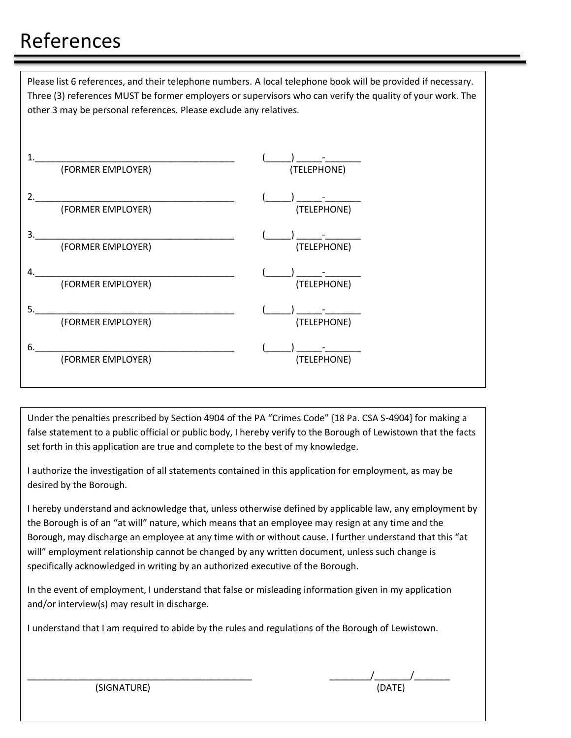# References

Please list 6 references, and their telephone numbers. A local telephone book will be provided if necessary. Three (3) references MUST be former employers or supervisors who can verify the quality of your work. The other 3 may be personal references. Please exclude any relatives.

1.________________________________________ (_____) _____-_______
(FORMER EMPLOYER) (TELEPHONE)

2.________________________________________ (_____) _____-_______
(FORMER EMPLOYER) (TELEPHONE)

3.________________________________________ (_____) _____-_______
(FORMER EMPLOYER) (TELEPHONE)

4.________________________________________ (_____) _____-_______
(FORMER EMPLOYER) (TELEPHONE)

5.________________________________________ (_____) _____-_______
(FORMER EMPLOYER) (TELEPHONE)

6.________________________________________ (_____) _____-_______
(FORMER EMPLOYER) (TELEPHONE)

Under the penalties prescribed by Section 4904 of the PA "Crimes Code" {18 Pa. CSA S-4904} for making a false statement to a public official or public body, I hereby verify to the Borough of Lewistown that the facts set forth in this application are true and complete to the best of my knowledge.

I authorize the investigation of all statements contained in this application for employment, as may be desired by the Borough.

I hereby understand and acknowledge that, unless otherwise defined by applicable law, any employment by the Borough is of an "at will" nature, which means that an employee may resign at any time and the Borough, may discharge an employee at any time with or without cause. I further understand that this "at will" employment relationship cannot be changed by any written document, unless such change is specifically acknowledged in writing by an authorized executive of the Borough.

In the event of employment, I understand that false or misleading information given in my application and/or interview(s) may result in discharge.

I understand that I am required to abide by the rules and regulations of the Borough of Lewistown.

_____________________________________________ ________/_______/_______
(SIGNATURE) (DATE)